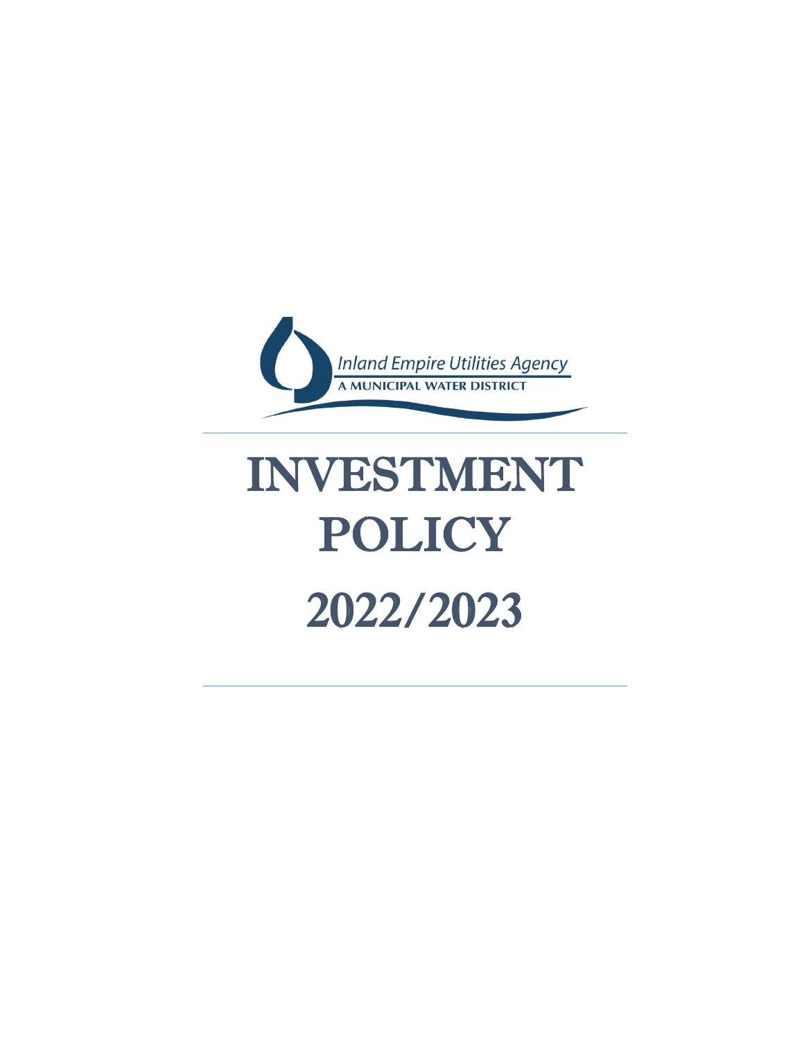Inland Empire Utilities Agency

A MUNICIPAL WATER DISTRICT

# INVESTMENT POLICY

# 2022/2023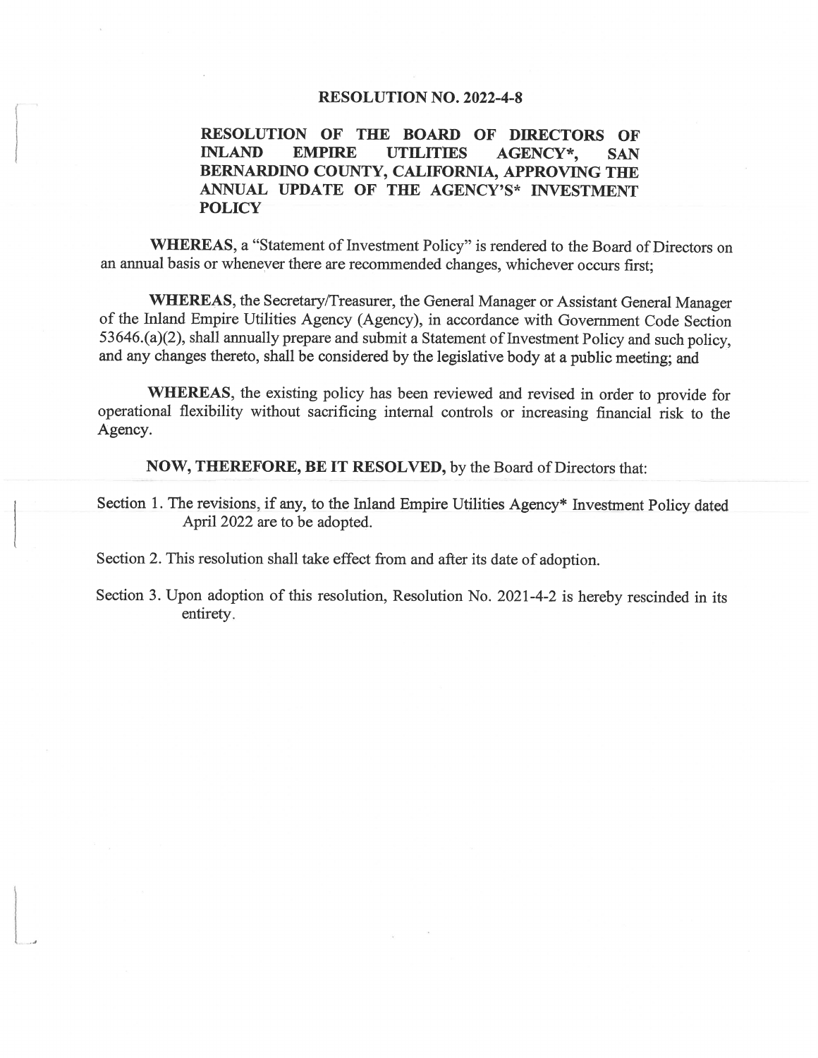# RESOLUTION NO. 2022-4-8

## RESOLUTION OF THE BOARD OF DIRECTORS OF INLAND EMPIRE UTILITIES AGENCY*, SAN BERNARDINO COUNTY, CALIFORNIA, APPROVING THE ANNUAL UPDATE OF THE AGENCY'S* INVESTMENT POLICY

**WHEREAS**, a "Statement of Investment Policy" is rendered to the Board of Directors on an annual basis or whenever there are recommended changes, whichever occurs first;

**WHEREAS**, the Secretary/Treasurer, the General Manager or Assistant General Manager of the Inland Empire Utilities Agency (Agency), in accordance with Government Code Section 53646.(a)(2), shall annually prepare and submit a Statement of Investment Policy and such policy, and any changes thereto, shall be considered by the legislative body at a public meeting; and

**WHEREAS**, the existing policy has been reviewed and revised in order to provide for operational flexibility without sacrificing internal controls or increasing financial risk to the Agency.

**NOW, THEREFORE, BE IT RESOLVED,** by the Board of Directors that:

Section 1. The revisions, if any, to the Inland Empire Utilities Agency* Investment Policy dated April 2022 are to be adopted.

Section 2. This resolution shall take effect from and after its date of adoption.

Section 3. Upon adoption of this resolution, Resolution No. 2021-4-2 is hereby rescinded in its entirety.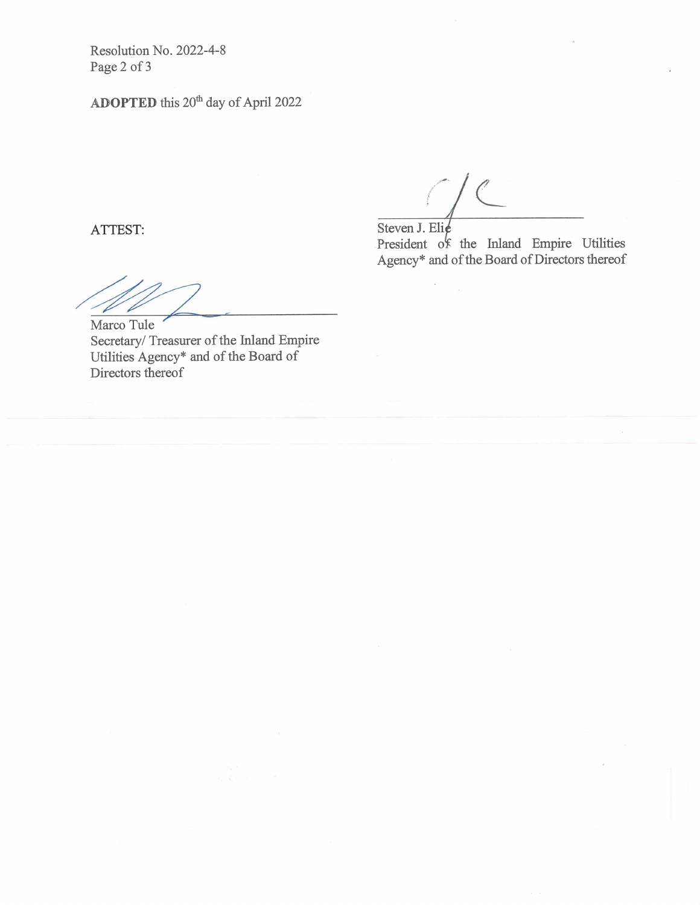Resolution No. 2022-4-8

**ADOPTED** this 20th day of April 2022

Steven J. Elie
President of the Inland Empire Utilities Agency* and of the Board of Directors thereof

ATTEST:

Marco Tule
Secretary/ Treasurer of the Inland Empire Utilities Agency* and of the Board of Directors thereof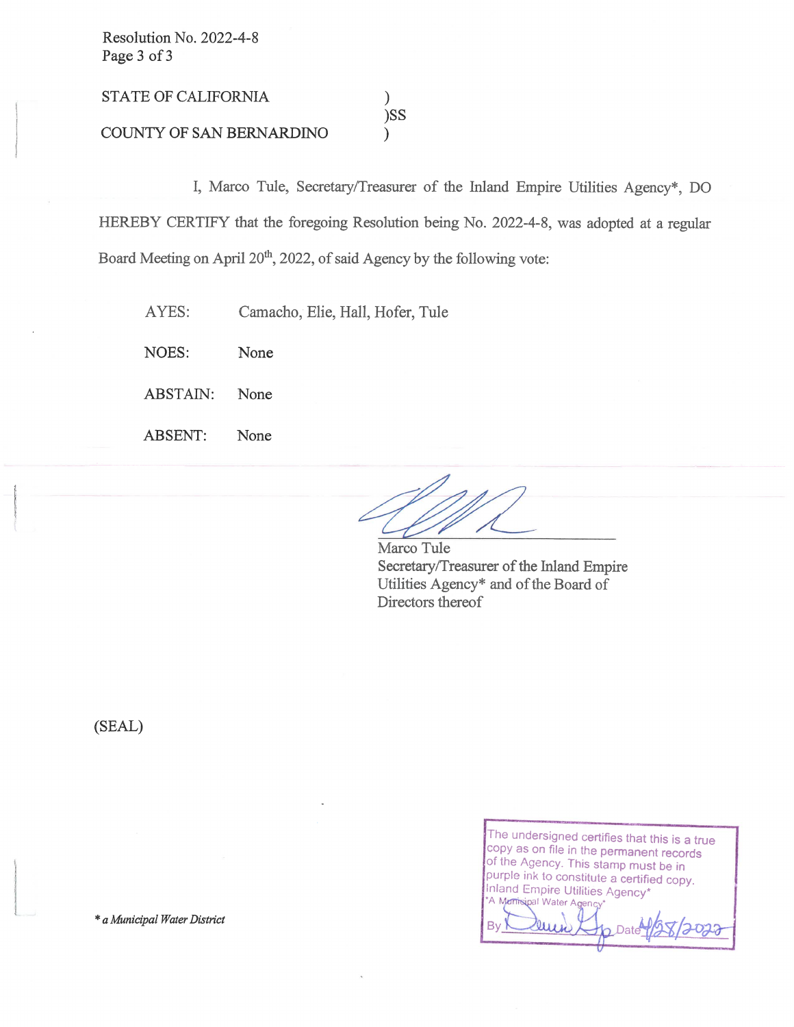Resolution No. 2022-4-8
Page 3 of 3

STATE OF CALIFORNIA )
)SS
COUNTY OF SAN BERNARDINO )

I, Marco Tule, Secretary/Treasurer of the Inland Empire Utilities Agency*, DO HEREBY CERTIFY that the foregoing Resolution being No. 2022-4-8, was adopted at a regular Board Meeting on April 20th, 2022, of said Agency by the following vote:

AYES: Camacho, Elie, Hall, Hofer, Tule

NOES: None

ABSTAIN: None

ABSENT: None

Marco Tule
Secretary/Treasurer of the Inland Empire Utilities Agency* and of the Board of Directors thereof

(SEAL)

*\* a Municipal Water District*

The undersigned certifies that this is a true copy as on file in the permanent records of the Agency. This stamp must be in purple ink to constitute a certified copy.
Inland Empire Utilities Agency*
*A Municipal Water Agency*
By ________ Date 4/28/2022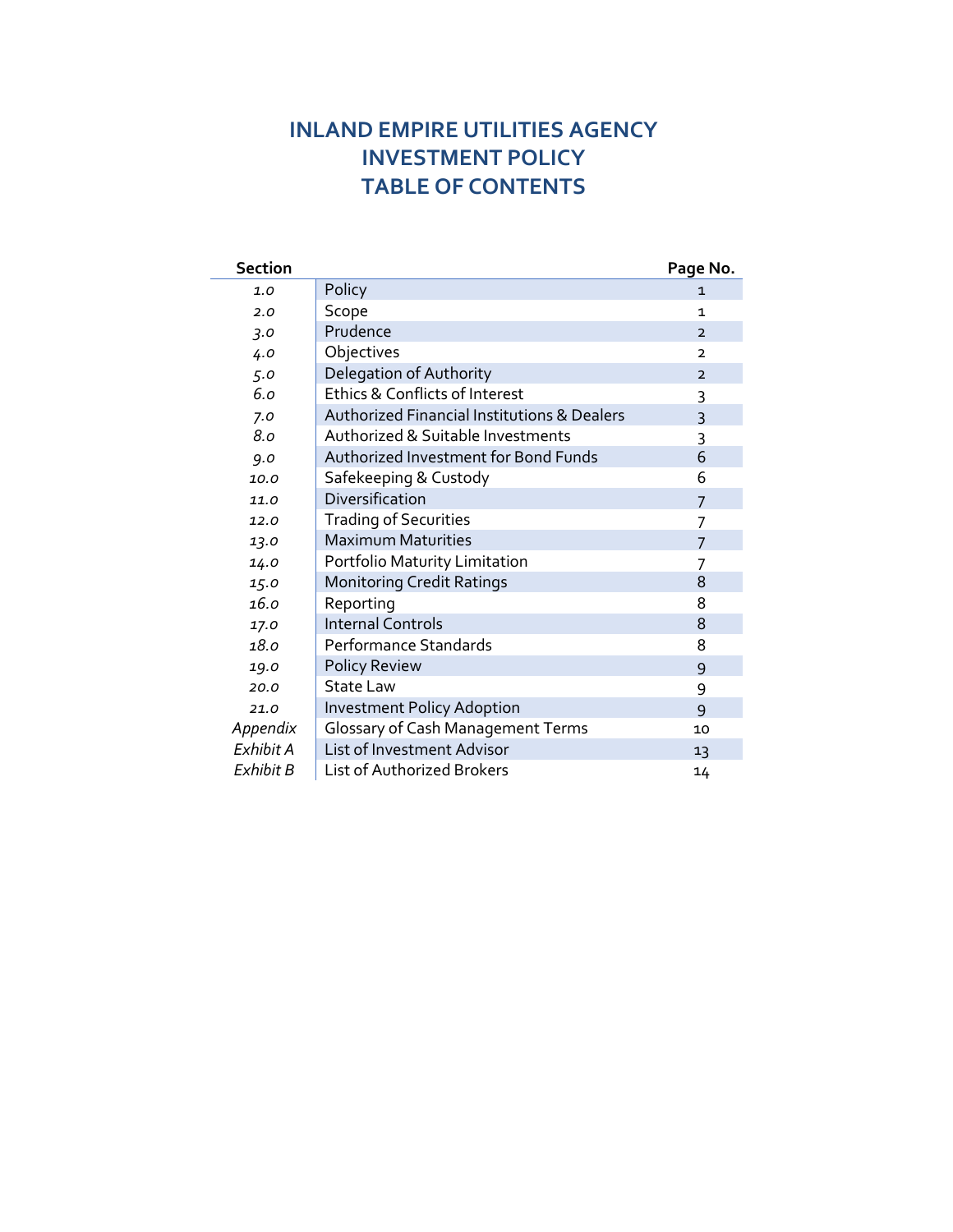# INLAND EMPIRE UTILITIES AGENCY
# INVESTMENT POLICY
# TABLE OF CONTENTS

| Section | | Page No. |
|---|---|---|
| *1.0* | Policy | 1 |
| *2.0* | Scope | 1 |
| *3.0* | Prudence | 2 |
| *4.0* | Objectives | 2 |
| *5.0* | Delegation of Authority | 2 |
| *6.0* | Ethics & Conflicts of Interest | 3 |
| *7.0* | Authorized Financial Institutions & Dealers | 3 |
| *8.0* | Authorized & Suitable Investments | 3 |
| *9.0* | Authorized Investment for Bond Funds | 6 |
| *10.0* | Safekeeping & Custody | 6 |
| *11.0* | Diversification | 7 |
| *12.0* | Trading of Securities | 7 |
| *13.0* | Maximum Maturities | 7 |
| *14.0* | Portfolio Maturity Limitation | 7 |
| *15.0* | Monitoring Credit Ratings | 8 |
| *16.0* | Reporting | 8 |
| *17.0* | Internal Controls | 8 |
| *18.0* | Performance Standards | 8 |
| *19.0* | Policy Review | 9 |
| *20.0* | State Law | 9 |
| *21.0* | Investment Policy Adoption | 9 |
| *Appendix* | Glossary of Cash Management Terms | 10 |
| *Exhibit A* | List of Investment Advisor | 13 |
| *Exhibit B* | List of Authorized Brokers | 14 |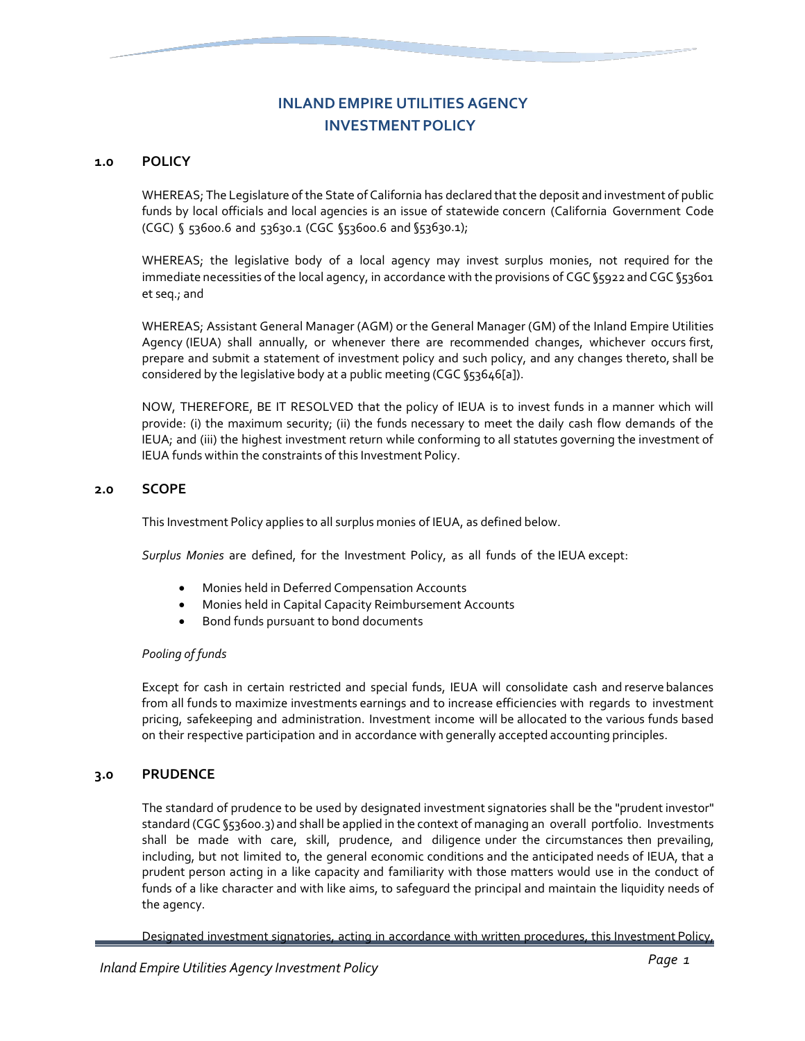# INLAND EMPIRE UTILITIES AGENCY
# INVESTMENT POLICY

## 1.0 POLICY

WHEREAS; The Legislature of the State of California has declared that the deposit and investment of public funds by local officials and local agencies is an issue of statewide concern (California Government Code (CGC) § 53600.6 and 53630.1 (CGC §53600.6 and §53630.1);

WHEREAS; the legislative body of a local agency may invest surplus monies, not required for the immediate necessities of the local agency, in accordance with the provisions of CGC §5922 and CGC §53601 et seq.; and

WHEREAS; Assistant General Manager (AGM) or the General Manager (GM) of the Inland Empire Utilities Agency (IEUA) shall annually, or whenever there are recommended changes, whichever occurs first, prepare and submit a statement of investment policy and such policy, and any changes thereto, shall be considered by the legislative body at a public meeting (CGC §53646[a]).

NOW, THEREFORE, BE IT RESOLVED that the policy of IEUA is to invest funds in a manner which will provide: (i) the maximum security; (ii) the funds necessary to meet the daily cash flow demands of the IEUA; and (iii) the highest investment return while conforming to all statutes governing the investment of IEUA funds within the constraints of this Investment Policy.

## 2.0 SCOPE

This Investment Policy applies to all surplus monies of IEUA, as defined below.

*Surplus Monies* are defined, for the Investment Policy, as all funds of the IEUA except:

- Monies held in Deferred Compensation Accounts
- Monies held in Capital Capacity Reimbursement Accounts
- Bond funds pursuant to bond documents

*Pooling of funds*

Except for cash in certain restricted and special funds, IEUA will consolidate cash and reserve balances from all funds to maximize investments earnings and to increase efficiencies with regards to investment pricing, safekeeping and administration. Investment income will be allocated to the various funds based on their respective participation and in accordance with generally accepted accounting principles.

## 3.0 PRUDENCE

The standard of prudence to be used by designated investment signatories shall be the "prudent investor" standard (CGC §53600.3) and shall be applied in the context of managing an overall portfolio. Investments shall be made with care, skill, prudence, and diligence under the circumstances then prevailing, including, but not limited to, the general economic conditions and the anticipated needs of IEUA, that a prudent person acting in a like capacity and familiarity with those matters would use in the conduct of funds of a like character and with like aims, to safeguard the principal and maintain the liquidity needs of the agency.

Designated investment signatories, acting in accordance with written procedures, this Investment Policy,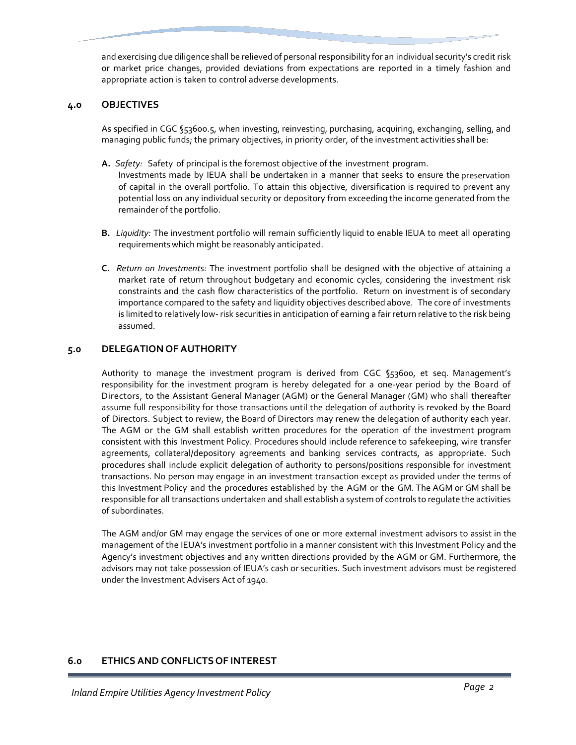and exercising due diligence shall be relieved of personal responsibility for an individual security's credit risk or market price changes, provided deviations from expectations are reported in a timely fashion and appropriate action is taken to control adverse developments.

## 4.0 OBJECTIVES

As specified in CGC §53600.5, when investing, reinvesting, purchasing, acquiring, exchanging, selling, and managing public funds; the primary objectives, in priority order, of the investment activities shall be:

**A.** *Safety:* Safety of principal is the foremost objective of the investment program. Investments made by IEUA shall be undertaken in a manner that seeks to ensure the preservation of capital in the overall portfolio. To attain this objective, diversification is required to prevent any potential loss on any individual security or depository from exceeding the income generated from the remainder of the portfolio.

**B.** *Liquidity:* The investment portfolio will remain sufficiently liquid to enable IEUA to meet all operating requirements which might be reasonably anticipated.

**C.** *Return on Investments:* The investment portfolio shall be designed with the objective of attaining a market rate of return throughout budgetary and economic cycles, considering the investment risk constraints and the cash flow characteristics of the portfolio. Return on investment is of secondary importance compared to the safety and liquidity objectives described above. The core of investments is limited to relatively low- risk securities in anticipation of earning a fair return relative to the risk being assumed.

## 5.0 DELEGATION OF AUTHORITY

Authority to manage the investment program is derived from CGC §53600, et seq. Management's responsibility for the investment program is hereby delegated for a one-year period by the Board of Directors, to the Assistant General Manager (AGM) or the General Manager (GM) who shall thereafter assume full responsibility for those transactions until the delegation of authority is revoked by the Board of Directors. Subject to review, the Board of Directors may renew the delegation of authority each year. The AGM or the GM shall establish written procedures for the operation of the investment program consistent with this Investment Policy. Procedures should include reference to safekeeping, wire transfer agreements, collateral/depository agreements and banking services contracts, as appropriate. Such procedures shall include explicit delegation of authority to persons/positions responsible for investment transactions. No person may engage in an investment transaction except as provided under the terms of this Investment Policy and the procedures established by the AGM or the GM. The AGM or GM shall be responsible for all transactions undertaken and shall establish a system of controls to regulate the activities of subordinates.

The AGM and/or GM may engage the services of one or more external investment advisors to assist in the management of the IEUA's investment portfolio in a manner consistent with this Investment Policy and the Agency's investment objectives and any written directions provided by the AGM or GM. Furthermore, the advisors may not take possession of IEUA's cash or securities. Such investment advisors must be registered under the Investment Advisers Act of 1940.

## 6.0 ETHICS AND CONFLICTS OF INTEREST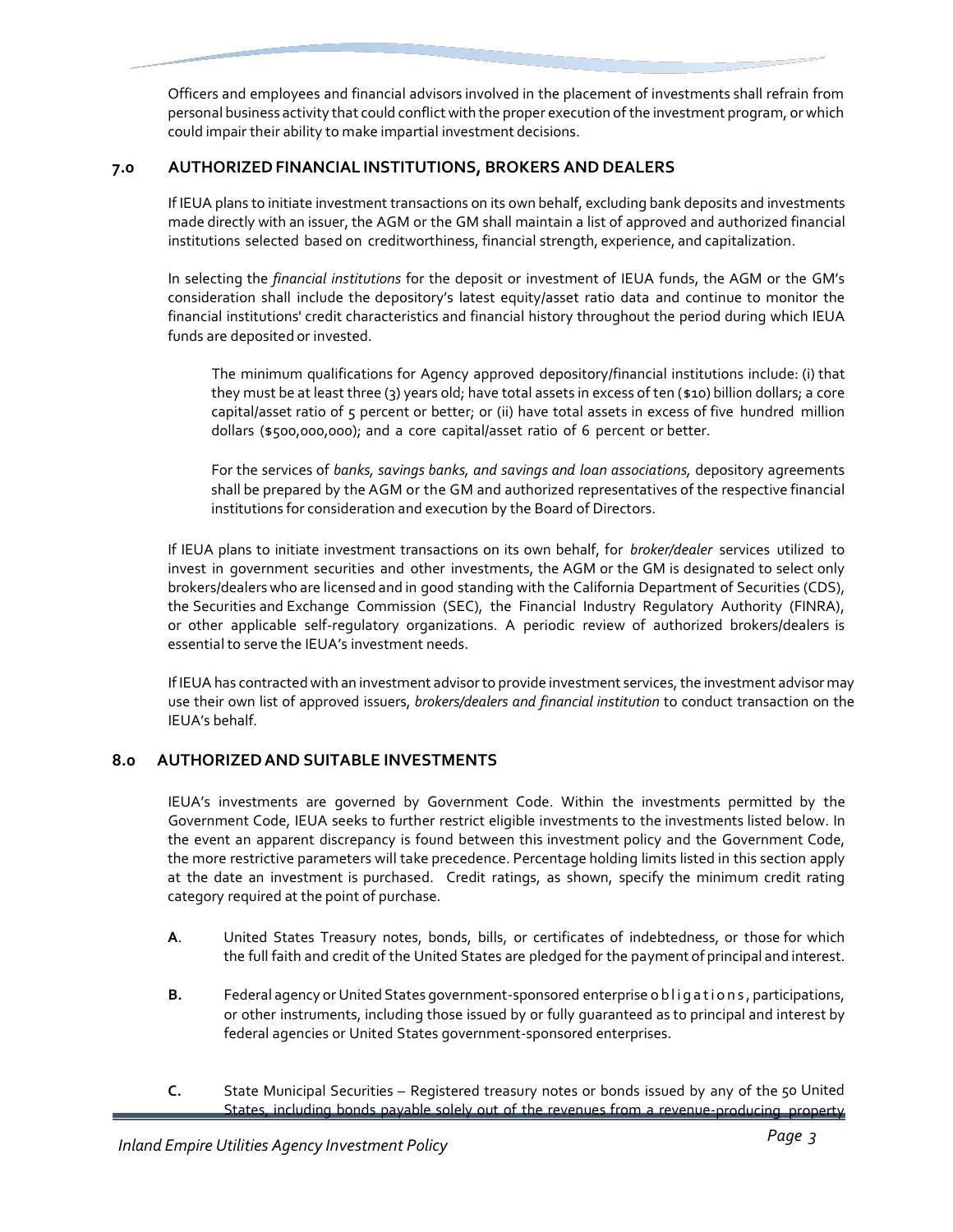Officers and employees and financial advisors involved in the placement of investments shall refrain from personal business activity that could conflict with the proper execution of the investment program, or which could impair their ability to make impartial investment decisions.

## 7.0 AUTHORIZED FINANCIAL INSTITUTIONS, BROKERS AND DEALERS

If IEUA plans to initiate investment transactions on its own behalf, excluding bank deposits and investments made directly with an issuer, the AGM or the GM shall maintain a list of approved and authorized financial institutions selected based on creditworthiness, financial strength, experience, and capitalization.

In selecting the *financial institutions* for the deposit or investment of IEUA funds, the AGM or the GM's consideration shall include the depository's latest equity/asset ratio data and continue to monitor the financial institutions' credit characteristics and financial history throughout the period during which IEUA funds are deposited or invested.

> The minimum qualifications for Agency approved depository/financial institutions include: (i) that they must be at least three (3) years old; have total assets in excess of ten ($10) billion dollars; a core capital/asset ratio of 5 percent or better; or (ii) have total assets in excess of five hundred million dollars ($500,000,000); and a core capital/asset ratio of 6 percent or better.
>
> For the services of *banks, savings banks, and savings and loan associations,* depository agreements shall be prepared by the AGM or the GM and authorized representatives of the respective financial institutions for consideration and execution by the Board of Directors.

If IEUA plans to initiate investment transactions on its own behalf, for *broker/dealer* services utilized to invest in government securities and other investments, the AGM or the GM is designated to select only brokers/dealers who are licensed and in good standing with the California Department of Securities (CDS), the Securities and Exchange Commission (SEC), the Financial Industry Regulatory Authority (FINRA), or other applicable self-regulatory organizations. A periodic review of authorized brokers/dealers is essential to serve the IEUA's investment needs.

If IEUA has contracted with an investment advisor to provide investment services, the investment advisor may use their own list of approved issuers, *brokers/dealers and financial institution* to conduct transaction on the IEUA's behalf.

## 8.0 AUTHORIZED AND SUITABLE INVESTMENTS

IEUA's investments are governed by Government Code. Within the investments permitted by the Government Code, IEUA seeks to further restrict eligible investments to the investments listed below. In the event an apparent discrepancy is found between this investment policy and the Government Code, the more restrictive parameters will take precedence. Percentage holding limits listed in this section apply at the date an investment is purchased. Credit ratings, as shown, specify the minimum credit rating category required at the point of purchase.

**A**. United States Treasury notes, bonds, bills, or certificates of indebtedness, or those for which the full faith and credit of the United States are pledged for the payment of principal and interest.

**B.** Federal agency or United States government-sponsored enterprise obligations, participations, or other instruments, including those issued by or fully guaranteed as to principal and interest by federal agencies or United States government-sponsored enterprises.

**C.** State Municipal Securities – Registered treasury notes or bonds issued by any of the 50 United States, including bonds payable solely out of the revenues from a revenue-producing property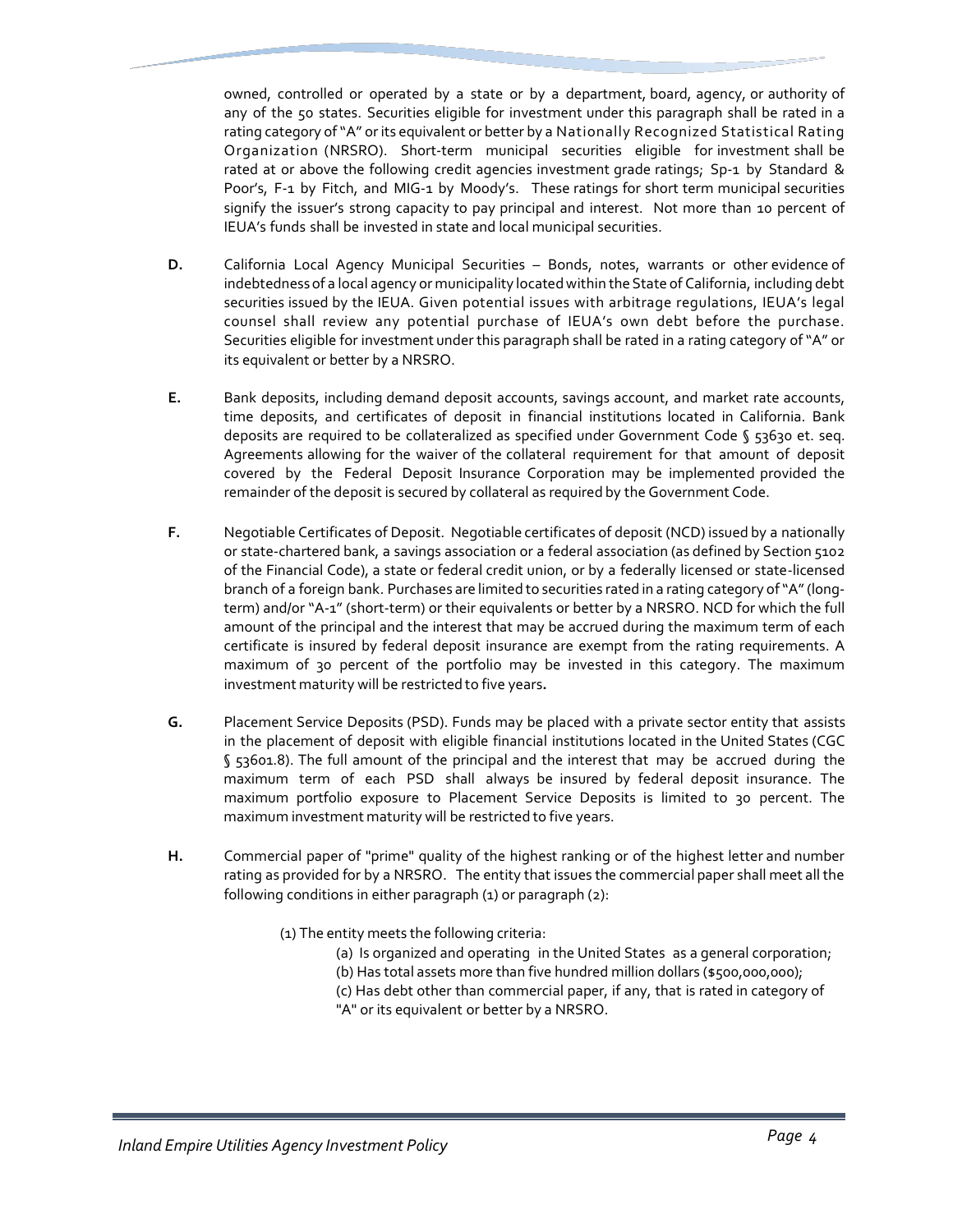owned, controlled or operated by a state or by a department, board, agency, or authority of any of the 50 states. Securities eligible for investment under this paragraph shall be rated in a rating category of "A" or its equivalent or better by a Nationally Recognized Statistical Rating Organization (NRSRO). Short-term municipal securities eligible for investment shall be rated at or above the following credit agencies investment grade ratings; Sp-1 by Standard & Poor's, F-1 by Fitch, and MIG-1 by Moody's. These ratings for short term municipal securities signify the issuer's strong capacity to pay principal and interest. Not more than 10 percent of IEUA's funds shall be invested in state and local municipal securities.

**D.** California Local Agency Municipal Securities – Bonds, notes, warrants or other evidence of indebtedness of a local agency or municipality located within the State of California, including debt securities issued by the IEUA. Given potential issues with arbitrage regulations, IEUA's legal counsel shall review any potential purchase of IEUA's own debt before the purchase. Securities eligible for investment under this paragraph shall be rated in a rating category of "A" or its equivalent or better by a NRSRO.

**E.** Bank deposits, including demand deposit accounts, savings account, and market rate accounts, time deposits, and certificates of deposit in financial institutions located in California. Bank deposits are required to be collateralized as specified under Government Code § 53630 et. seq. Agreements allowing for the waiver of the collateral requirement for that amount of deposit covered by the Federal Deposit Insurance Corporation may be implemented provided the remainder of the deposit is secured by collateral as required by the Government Code.

**F.** Negotiable Certificates of Deposit. Negotiable certificates of deposit (NCD) issued by a nationally or state-chartered bank, a savings association or a federal association (as defined by Section 5102 of the Financial Code), a state or federal credit union, or by a federally licensed or state-licensed branch of a foreign bank. Purchases are limited to securities rated in a rating category of "A" (long-term) and/or "A-1" (short-term) or their equivalents or better by a NRSRO. NCD for which the full amount of the principal and the interest that may be accrued during the maximum term of each certificate is insured by federal deposit insurance are exempt from the rating requirements. A maximum of 30 percent of the portfolio may be invested in this category. The maximum investment maturity will be restricted to five years**.**

**G.** Placement Service Deposits (PSD). Funds may be placed with a private sector entity that assists in the placement of deposit with eligible financial institutions located in the United States (CGC § 53601.8). The full amount of the principal and the interest that may be accrued during the maximum term of each PSD shall always be insured by federal deposit insurance. The maximum portfolio exposure to Placement Service Deposits is limited to 30 percent. The maximum investment maturity will be restricted to five years.

**H.** Commercial paper of "prime" quality of the highest ranking or of the highest letter and number rating as provided for by a NRSRO. The entity that issues the commercial paper shall meet all the following conditions in either paragraph (1) or paragraph (2):

(1) The entity meets the following criteria:

(a) Is organized and operating in the United States as a general corporation;
(b) Has total assets more than five hundred million dollars ($500,000,000);
(c) Has debt other than commercial paper, if any, that is rated in category of "A" or its equivalent or better by a NRSRO.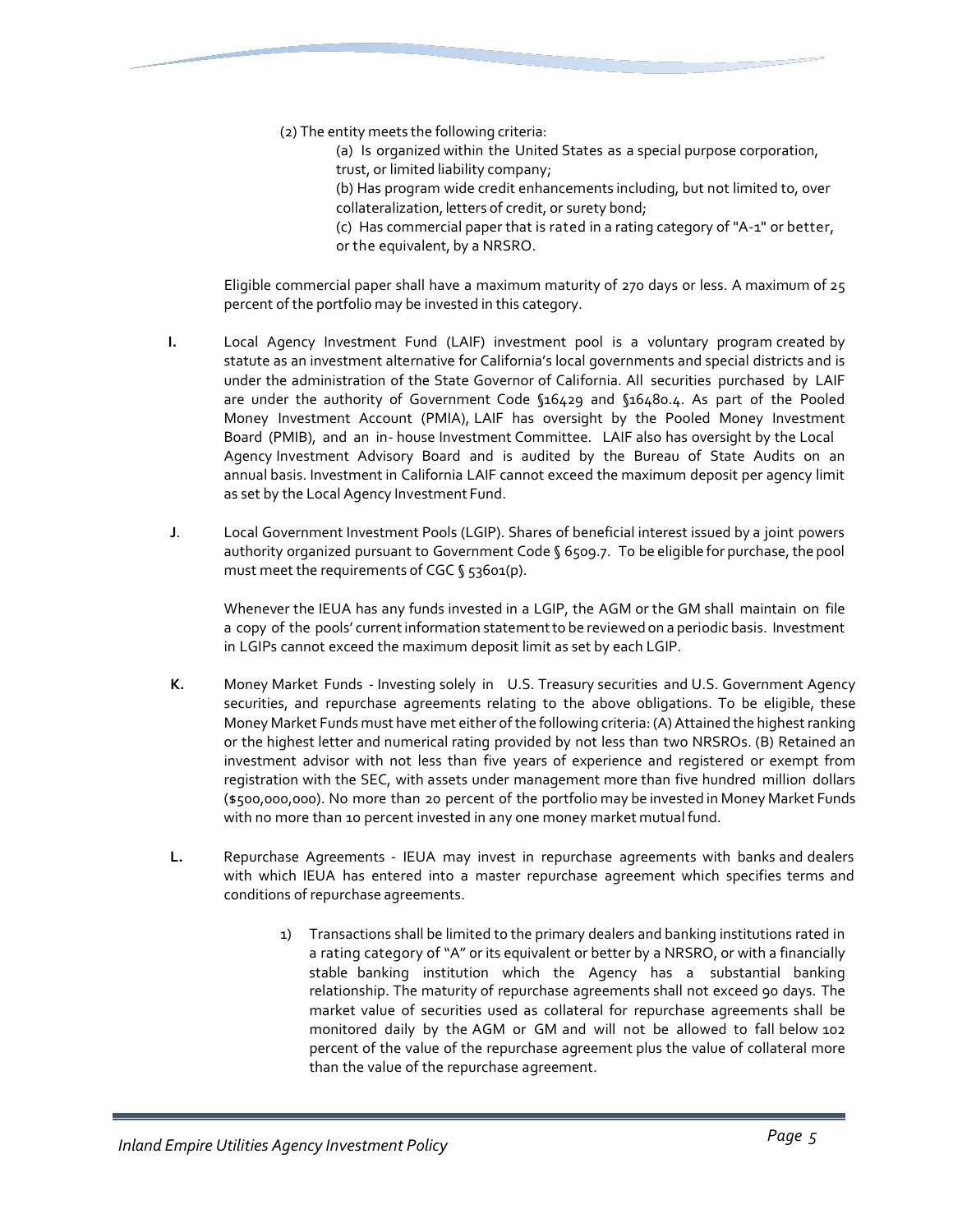(2) The entity meets the following criteria:

(a) Is organized within the United States as a special purpose corporation, trust, or limited liability company;

(b) Has program wide credit enhancements including, but not limited to, over collateralization, letters of credit, or surety bond;

(c) Has commercial paper that is rated in a rating category of "A-1" or better, or the equivalent, by a NRSRO.

Eligible commercial paper shall have a maximum maturity of 270 days or less. A maximum of 25 percent of the portfolio may be invested in this category.

**I.** Local Agency Investment Fund (LAIF) investment pool is a voluntary program created by statute as an investment alternative for California's local governments and special districts and is under the administration of the State Governor of California. All securities purchased by LAIF are under the authority of Government Code §16429 and §16480.4. As part of the Pooled Money Investment Account (PMIA), LAIF has oversight by the Pooled Money Investment Board (PMIB), and an in- house Investment Committee. LAIF also has oversight by the Local Agency Investment Advisory Board and is audited by the Bureau of State Audits on an annual basis. Investment in California LAIF cannot exceed the maximum deposit per agency limit as set by the Local Agency Investment Fund.

**J**. Local Government Investment Pools (LGIP). Shares of beneficial interest issued by a joint powers authority organized pursuant to Government Code § 6509.7. To be eligible for purchase, the pool must meet the requirements of CGC § 53601(p).

Whenever the IEUA has any funds invested in a LGIP, the AGM or the GM shall maintain on file a copy of the pools' current information statement to be reviewed on a periodic basis. Investment in LGIPs cannot exceed the maximum deposit limit as set by each LGIP.

**K.** Money Market Funds - Investing solely in U.S. Treasury securities and U.S. Government Agency securities, and repurchase agreements relating to the above obligations. To be eligible, these Money Market Funds must have met either of the following criteria: (A) Attained the highest ranking or the highest letter and numerical rating provided by not less than two NRSROs. (B) Retained an investment advisor with not less than five years of experience and registered or exempt from registration with the SEC, with assets under management more than five hundred million dollars ($500,000,000). No more than 20 percent of the portfolio may be invested in Money Market Funds with no more than 10 percent invested in any one money market mutual fund.

**L.** Repurchase Agreements - IEUA may invest in repurchase agreements with banks and dealers with which IEUA has entered into a master repurchase agreement which specifies terms and conditions of repurchase agreements.

1) Transactions shall be limited to the primary dealers and banking institutions rated in a rating category of "A" or its equivalent or better by a NRSRO, or with a financially stable banking institution which the Agency has a substantial banking relationship. The maturity of repurchase agreements shall not exceed 90 days. The market value of securities used as collateral for repurchase agreements shall be monitored daily by the AGM or GM and will not be allowed to fall below 102 percent of the value of the repurchase agreement plus the value of collateral more than the value of the repurchase agreement.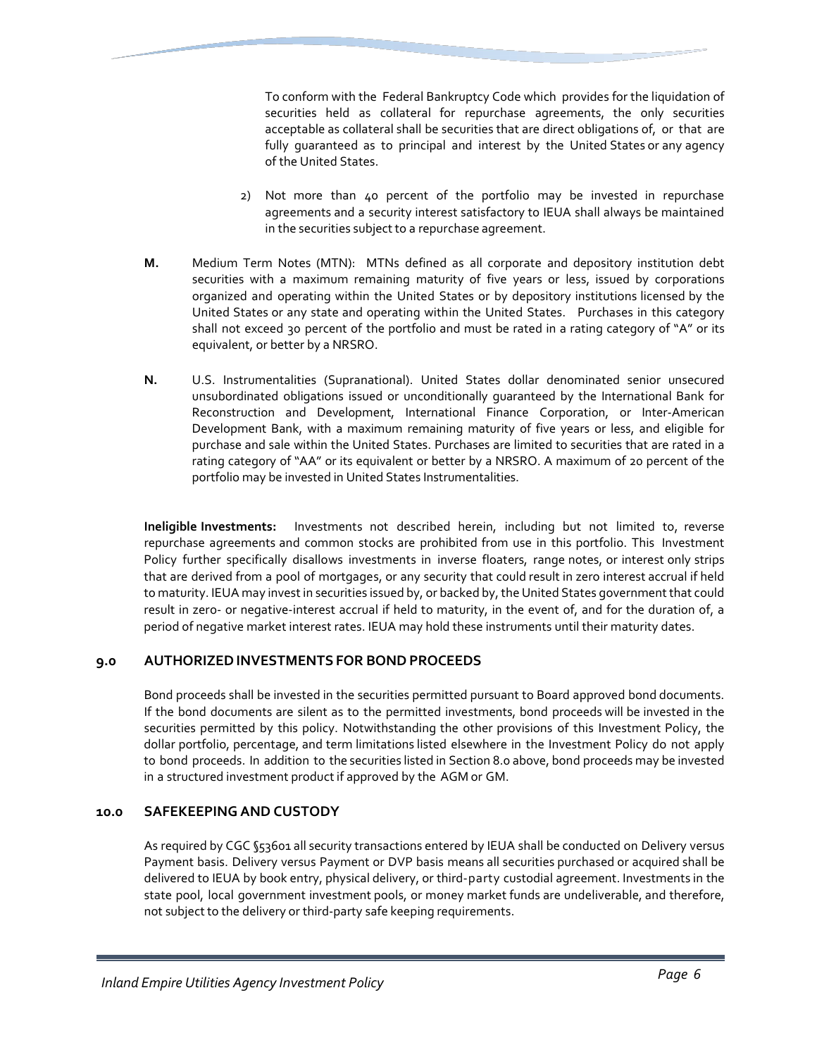To conform with the Federal Bankruptcy Code which provides for the liquidation of securities held as collateral for repurchase agreements, the only securities acceptable as collateral shall be securities that are direct obligations of, or that are fully guaranteed as to principal and interest by the United States or any agency of the United States.

2) Not more than 40 percent of the portfolio may be invested in repurchase agreements and a security interest satisfactory to IEUA shall always be maintained in the securities subject to a repurchase agreement.

**M.** Medium Term Notes (MTN): MTNs defined as all corporate and depository institution debt securities with a maximum remaining maturity of five years or less, issued by corporations organized and operating within the United States or by depository institutions licensed by the United States or any state and operating within the United States. Purchases in this category shall not exceed 30 percent of the portfolio and must be rated in a rating category of "A" or its equivalent, or better by a NRSRO.

**N.** U.S. Instrumentalities (Supranational). United States dollar denominated senior unsecured unsubordinated obligations issued or unconditionally guaranteed by the International Bank for Reconstruction and Development, International Finance Corporation, or Inter-American Development Bank, with a maximum remaining maturity of five years or less, and eligible for purchase and sale within the United States. Purchases are limited to securities that are rated in a rating category of "AA" or its equivalent or better by a NRSRO. A maximum of 20 percent of the portfolio may be invested in United States Instrumentalities.

**Ineligible Investments:** Investments not described herein, including but not limited to, reverse repurchase agreements and common stocks are prohibited from use in this portfolio. This Investment Policy further specifically disallows investments in inverse floaters, range notes, or interest only strips that are derived from a pool of mortgages, or any security that could result in zero interest accrual if held to maturity. IEUA may invest in securities issued by, or backed by, the United States government that could result in zero- or negative-interest accrual if held to maturity, in the event of, and for the duration of, a period of negative market interest rates. IEUA may hold these instruments until their maturity dates.

## 9.0 AUTHORIZED INVESTMENTS FOR BOND PROCEEDS

Bond proceeds shall be invested in the securities permitted pursuant to Board approved bond documents. If the bond documents are silent as to the permitted investments, bond proceeds will be invested in the securities permitted by this policy. Notwithstanding the other provisions of this Investment Policy, the dollar portfolio, percentage, and term limitations listed elsewhere in the Investment Policy do not apply to bond proceeds. In addition to the securities listed in Section 8.0 above, bond proceeds may be invested in a structured investment product if approved by the AGM or GM.

## 10.0 SAFEKEEPING AND CUSTODY

As required by CGC §53601 all security transactions entered by IEUA shall be conducted on Delivery versus Payment basis. Delivery versus Payment or DVP basis means all securities purchased or acquired shall be delivered to IEUA by book entry, physical delivery, or third-party custodial agreement. Investments in the state pool, local government investment pools, or money market funds are undeliverable, and therefore, not subject to the delivery or third-party safe keeping requirements.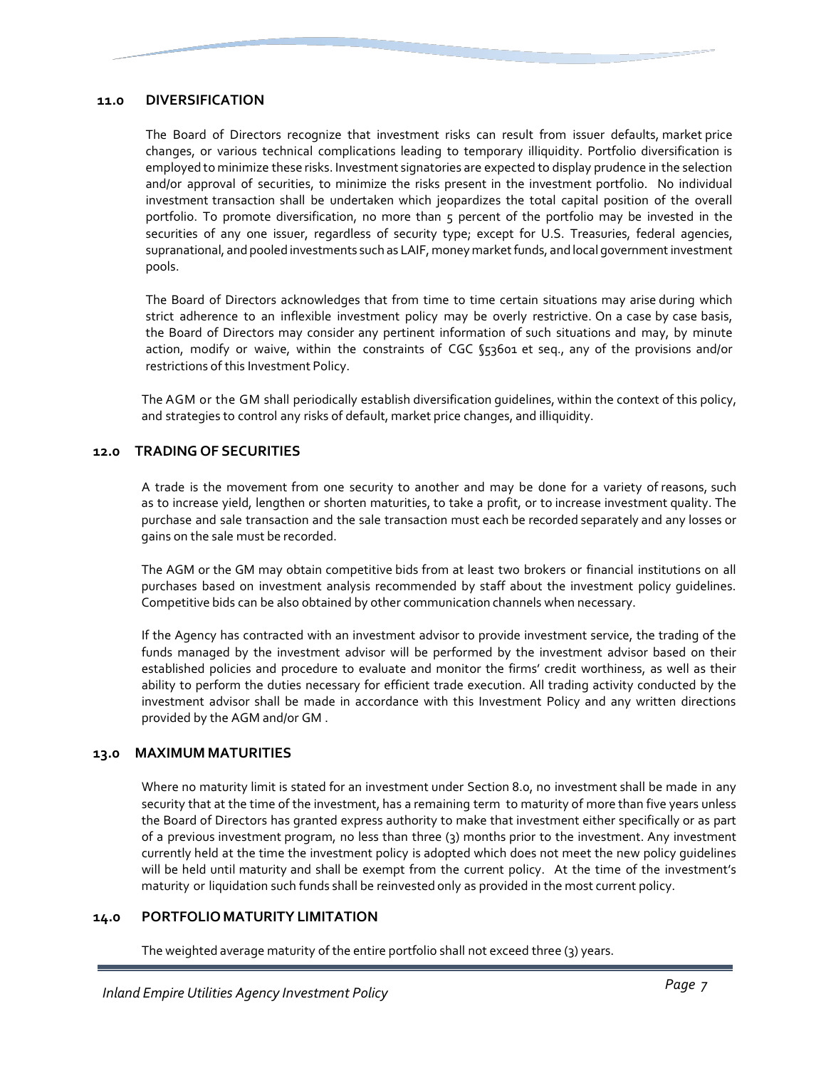## 11.0 DIVERSIFICATION

The Board of Directors recognize that investment risks can result from issuer defaults, market price changes, or various technical complications leading to temporary illiquidity. Portfolio diversification is employed to minimize these risks. Investment signatories are expected to display prudence in the selection and/or approval of securities, to minimize the risks present in the investment portfolio. No individual investment transaction shall be undertaken which jeopardizes the total capital position of the overall portfolio. To promote diversification, no more than 5 percent of the portfolio may be invested in the securities of any one issuer, regardless of security type; except for U.S. Treasuries, federal agencies, supranational, and pooled investments such as LAIF, money market funds, and local government investment pools.

The Board of Directors acknowledges that from time to time certain situations may arise during which strict adherence to an inflexible investment policy may be overly restrictive. On a case by case basis, the Board of Directors may consider any pertinent information of such situations and may, by minute action, modify or waive, within the constraints of CGC §53601 et seq., any of the provisions and/or restrictions of this Investment Policy.

The AGM or the GM shall periodically establish diversification guidelines, within the context of this policy, and strategies to control any risks of default, market price changes, and illiquidity.

## 12.0 TRADING OF SECURITIES

A trade is the movement from one security to another and may be done for a variety of reasons, such as to increase yield, lengthen or shorten maturities, to take a profit, or to increase investment quality. The purchase and sale transaction and the sale transaction must each be recorded separately and any losses or gains on the sale must be recorded.

The AGM or the GM may obtain competitive bids from at least two brokers or financial institutions on all purchases based on investment analysis recommended by staff about the investment policy guidelines. Competitive bids can be also obtained by other communication channels when necessary.

If the Agency has contracted with an investment advisor to provide investment service, the trading of the funds managed by the investment advisor will be performed by the investment advisor based on their established policies and procedure to evaluate and monitor the firms' credit worthiness, as well as their ability to perform the duties necessary for efficient trade execution. All trading activity conducted by the investment advisor shall be made in accordance with this Investment Policy and any written directions provided by the AGM and/or GM .

## 13.0 MAXIMUM MATURITIES

Where no maturity limit is stated for an investment under Section 8.0, no investment shall be made in any security that at the time of the investment, has a remaining term to maturity of more than five years unless the Board of Directors has granted express authority to make that investment either specifically or as part of a previous investment program, no less than three (3) months prior to the investment. Any investment currently held at the time the investment policy is adopted which does not meet the new policy guidelines will be held until maturity and shall be exempt from the current policy. At the time of the investment's maturity or liquidation such funds shall be reinvested only as provided in the most current policy.

## 14.0 PORTFOLIO MATURITY LIMITATION

The weighted average maturity of the entire portfolio shall not exceed three (3) years.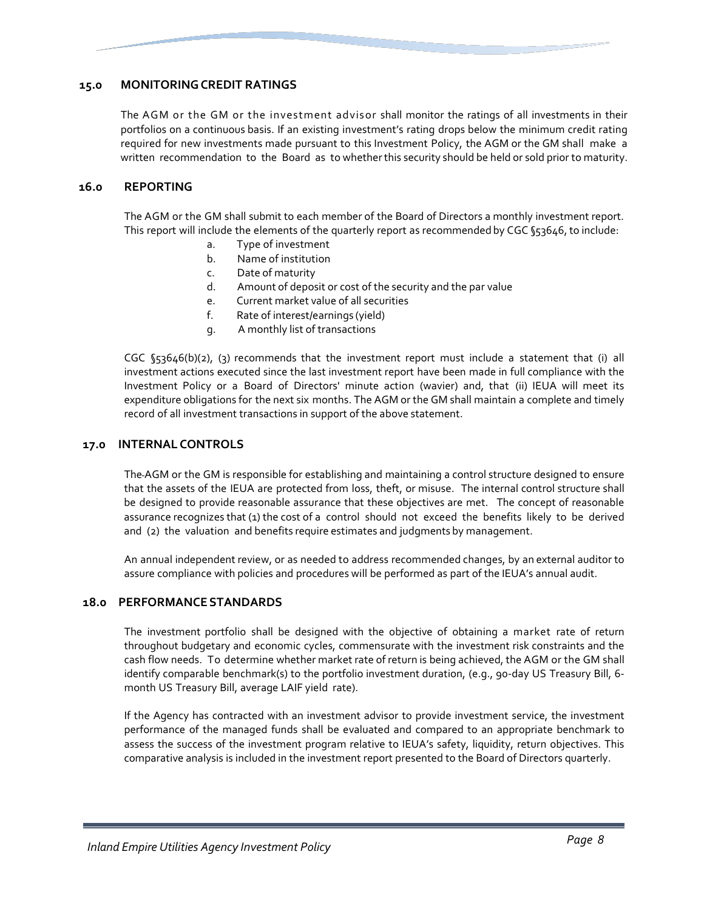## 15.0 MONITORING CREDIT RATINGS

The AGM or the GM or the investment advisor shall monitor the ratings of all investments in their portfolios on a continuous basis. If an existing investment's rating drops below the minimum credit rating required for new investments made pursuant to this Investment Policy, the AGM or the GM shall make a written recommendation to the Board as to whether this security should be held or sold prior to maturity.

## 16.0 REPORTING

The AGM or the GM shall submit to each member of the Board of Directors a monthly investment report. This report will include the elements of the quarterly report as recommended by CGC §53646, to include:

a. Type of investment
b. Name of institution
c. Date of maturity
d. Amount of deposit or cost of the security and the par value
e. Current market value of all securities
f. Rate of interest/earnings (yield)
g. A monthly list of transactions

CGC §53646(b)(2), (3) recommends that the investment report must include a statement that (i) all investment actions executed since the last investment report have been made in full compliance with the Investment Policy or a Board of Directors' minute action (wavier) and, that (ii) IEUA will meet its expenditure obligations for the next six months. The AGM or the GM shall maintain a complete and timely record of all investment transactions in support of the above statement.

## 17.0 INTERNAL CONTROLS

The AGM or the GM is responsible for establishing and maintaining a control structure designed to ensure that the assets of the IEUA are protected from loss, theft, or misuse. The internal control structure shall be designed to provide reasonable assurance that these objectives are met. The concept of reasonable assurance recognizes that (1) the cost of a control should not exceed the benefits likely to be derived and (2) the valuation and benefits require estimates and judgments by management.

An annual independent review, or as needed to address recommended changes, by an external auditor to assure compliance with policies and procedures will be performed as part of the IEUA's annual audit.

## 18.0 PERFORMANCE STANDARDS

The investment portfolio shall be designed with the objective of obtaining a market rate of return throughout budgetary and economic cycles, commensurate with the investment risk constraints and the cash flow needs. To determine whether market rate of return is being achieved, the AGM or the GM shall identify comparable benchmark(s) to the portfolio investment duration, (e.g., 90-day US Treasury Bill, 6-month US Treasury Bill, average LAIF yield rate).

If the Agency has contracted with an investment advisor to provide investment service, the investment performance of the managed funds shall be evaluated and compared to an appropriate benchmark to assess the success of the investment program relative to IEUA's safety, liquidity, return objectives. This comparative analysis is included in the investment report presented to the Board of Directors quarterly.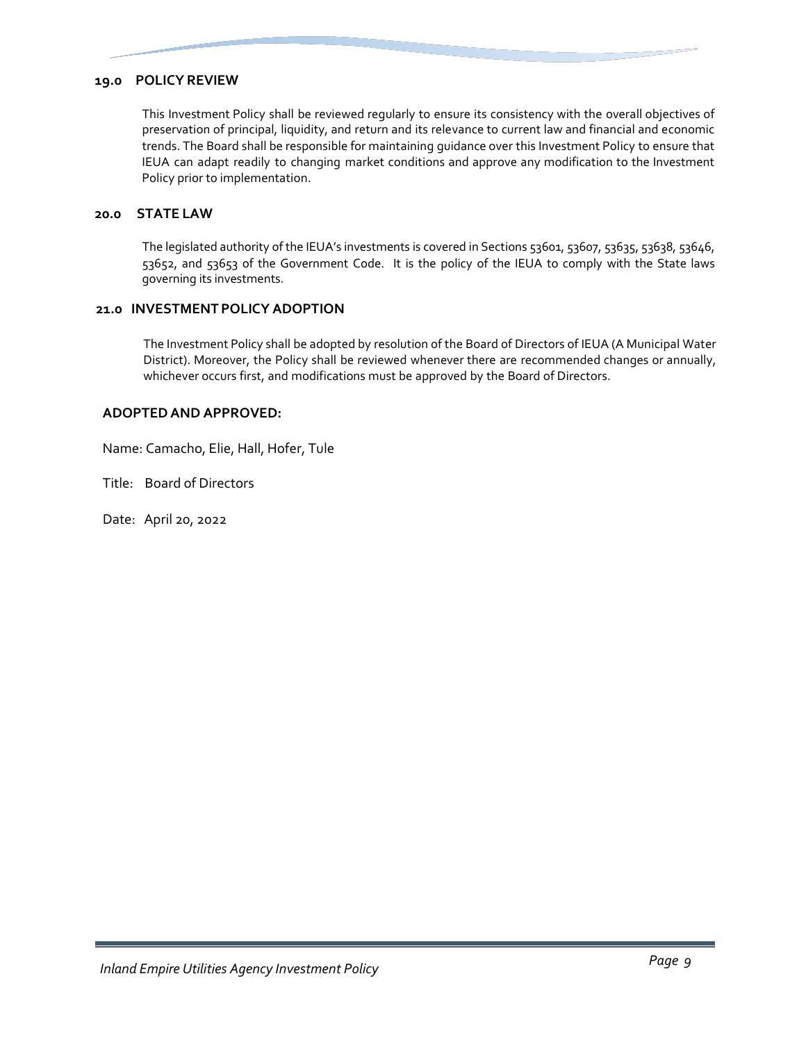## 19.0 POLICY REVIEW

This Investment Policy shall be reviewed regularly to ensure its consistency with the overall objectives of preservation of principal, liquidity, and return and its relevance to current law and financial and economic trends. The Board shall be responsible for maintaining guidance over this Investment Policy to ensure that IEUA can adapt readily to changing market conditions and approve any modification to the Investment Policy prior to implementation.

## 20.0 STATE LAW

The legislated authority of the IEUA's investments is covered in Sections 53601, 53607, 53635, 53638, 53646, 53652, and 53653 of the Government Code. It is the policy of the IEUA to comply with the State laws governing its investments.

## 21.0 INVESTMENT POLICY ADOPTION

The Investment Policy shall be adopted by resolution of the Board of Directors of IEUA (A Municipal Water District). Moreover, the Policy shall be reviewed whenever there are recommended changes or annually, whichever occurs first, and modifications must be approved by the Board of Directors.

**ADOPTED AND APPROVED:**

Name: Camacho, Elie, Hall, Hofer, Tule

Title: Board of Directors

Date: April 20, 2022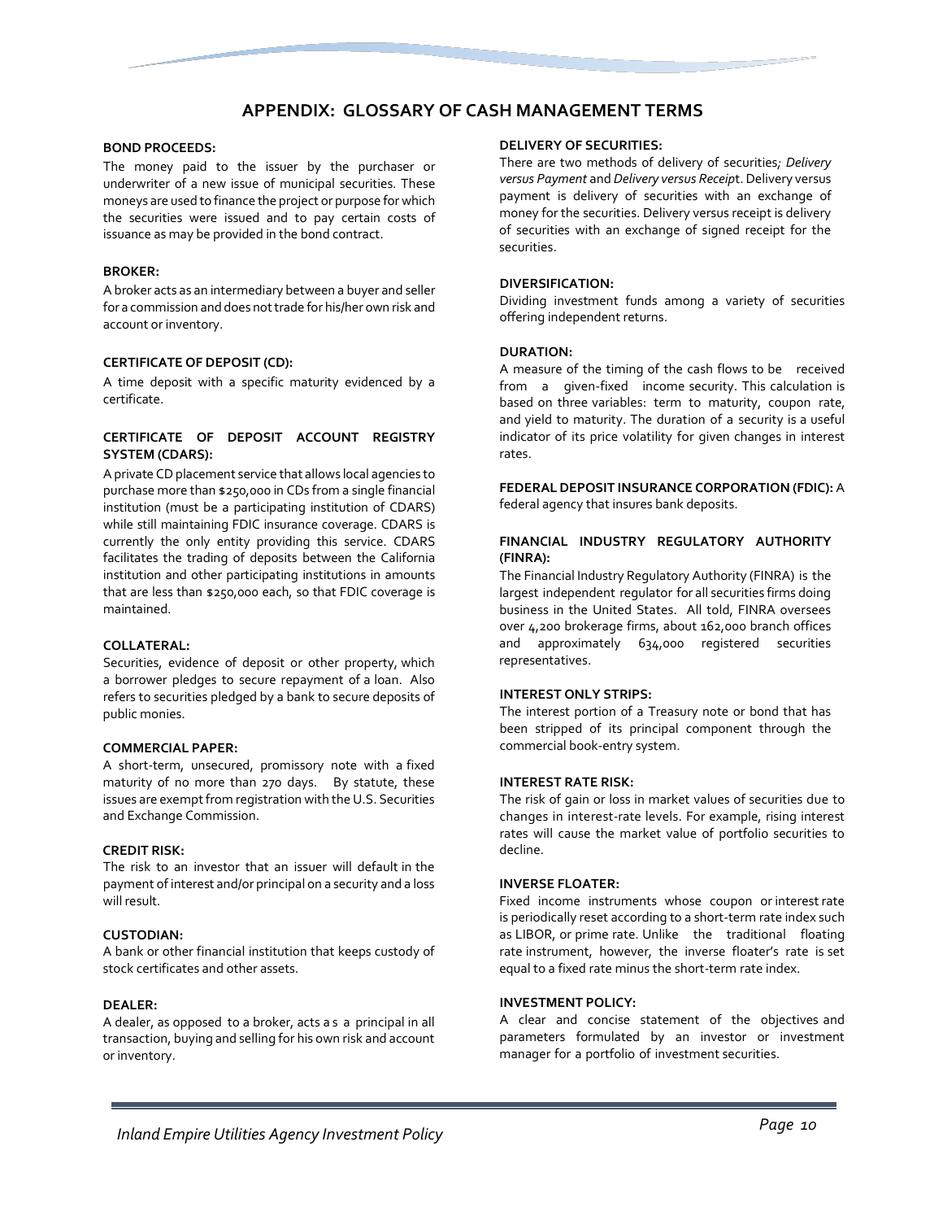## APPENDIX: GLOSSARY OF CASH MANAGEMENT TERMS

**BOND PROCEEDS:**

The money paid to the issuer by the purchaser or underwriter of a new issue of municipal securities. These moneys are used to finance the project or purpose for which the securities were issued and to pay certain costs of issuance as may be provided in the bond contract.

**BROKER:**

A broker acts as an intermediary between a buyer and seller for a commission and does not trade for his/her own risk and account or inventory.

**CERTIFICATE OF DEPOSIT (CD):**

A time deposit with a specific maturity evidenced by a certificate.

**CERTIFICATE OF DEPOSIT ACCOUNT REGISTRY SYSTEM (CDARS):**

A private CD placement service that allows local agencies to purchase more than $250,000 in CDs from a single financial institution (must be a participating institution of CDARS) while still maintaining FDIC insurance coverage. CDARS is currently the only entity providing this service. CDARS facilitates the trading of deposits between the California institution and other participating institutions in amounts that are less than $250,000 each, so that FDIC coverage is maintained.

**COLLATERAL:**

Securities, evidence of deposit or other property, which a borrower pledges to secure repayment of a loan. Also refers to securities pledged by a bank to secure deposits of public monies.

**COMMERCIAL PAPER:**

A short-term, unsecured, promissory note with a fixed maturity of no more than 270 days. By statute, these issues are exempt from registration with the U.S. Securities and Exchange Commission.

**CREDIT RISK:**

The risk to an investor that an issuer will default in the payment of interest and/or principal on a security and a loss will result.

**CUSTODIAN:**

A bank or other financial institution that keeps custody of stock certificates and other assets.

**DEALER:**

A dealer, as opposed to a broker, acts a s a principal in all transaction, buying and selling for his own risk and account or inventory.

**DELIVERY OF SECURITIES:**

There are two methods of delivery of securities; *Delivery versus Payment* and *Delivery versus Receipt*. Delivery versus payment is delivery of securities with an exchange of money for the securities. Delivery versus receipt is delivery of securities with an exchange of signed receipt for the securities.

**DIVERSIFICATION:**

Dividing investment funds among a variety of securities offering independent returns.

**DURATION:**

A measure of the timing of the cash flows to be received from a given-fixed income security. This calculation is based on three variables: term to maturity, coupon rate, and yield to maturity. The duration of a security is a useful indicator of its price volatility for given changes in interest rates.

**FEDERAL DEPOSIT INSURANCE CORPORATION (FDIC):** A federal agency that insures bank deposits.

**FINANCIAL INDUSTRY REGULATORY AUTHORITY (FINRA):**

The Financial Industry Regulatory Authority (FINRA) is the largest independent regulator for all securities firms doing business in the United States. All told, FINRA oversees over 4,200 brokerage firms, about 162,000 branch offices and approximately 634,000 registered securities representatives.

**INTEREST ONLY STRIPS:**

The interest portion of a Treasury note or bond that has been stripped of its principal component through the commercial book-entry system.

**INTEREST RATE RISK:**

The risk of gain or loss in market values of securities due to changes in interest-rate levels. For example, rising interest rates will cause the market value of portfolio securities to decline.

**INVERSE FLOATER:**

Fixed income instruments whose coupon or interest rate is periodically reset according to a short-term rate index such as LIBOR, or prime rate. Unlike the traditional floating rate instrument, however, the inverse floater's rate is set equal to a fixed rate minus the short-term rate index.

**INVESTMENT POLICY:**

A clear and concise statement of the objectives and parameters formulated by an investor or investment manager for a portfolio of investment securities.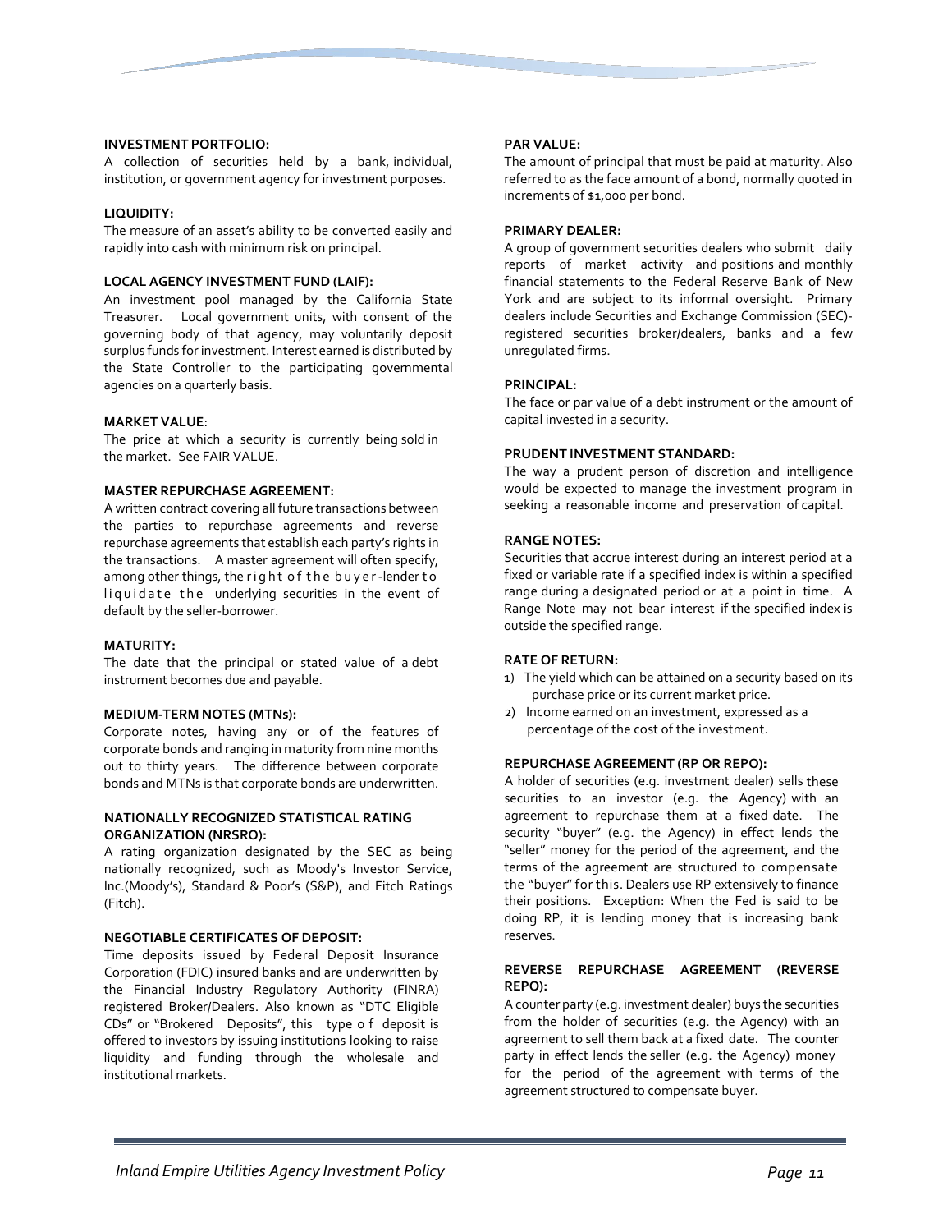**INVESTMENT PORTFOLIO:**
A collection of securities held by a bank, individual, institution, or government agency for investment purposes.

**LIQUIDITY:**
The measure of an asset's ability to be converted easily and rapidly into cash with minimum risk on principal.

**LOCAL AGENCY INVESTMENT FUND (LAIF):**
An investment pool managed by the California State Treasurer. Local government units, with consent of the governing body of that agency, may voluntarily deposit surplus funds for investment. Interest earned is distributed by the State Controller to the participating governmental agencies on a quarterly basis.

**MARKET VALUE**:
The price at which a security is currently being sold in the market. See FAIR VALUE.

**MASTER REPURCHASE AGREEMENT:**
A written contract covering all future transactions between the parties to repurchase agreements and reverse repurchase agreements that establish each party's rights in the transactions. A master agreement will often specify, among other things, the right of the buyer-lender to liquidate the underlying securities in the event of default by the seller-borrower.

**MATURITY:**
The date that the principal or stated value of a debt instrument becomes due and payable.

**MEDIUM-TERM NOTES (MTNs):**
Corporate notes, having any or of the features of corporate bonds and ranging in maturity from nine months out to thirty years. The difference between corporate bonds and MTNs is that corporate bonds are underwritten.

**NATIONALLY RECOGNIZED STATISTICAL RATING ORGANIZATION (NRSRO):**
A rating organization designated by the SEC as being nationally recognized, such as Moody's Investor Service, Inc.(Moody's), Standard & Poor's (S&P), and Fitch Ratings (Fitch).

**NEGOTIABLE CERTIFICATES OF DEPOSIT:**
Time deposits issued by Federal Deposit Insurance Corporation (FDIC) insured banks and are underwritten by the Financial Industry Regulatory Authority (FINRA) registered Broker/Dealers. Also known as "DTC Eligible CDs" or "Brokered Deposits", this type of deposit is offered to investors by issuing institutions looking to raise liquidity and funding through the wholesale and institutional markets.

**PAR VALUE:**
The amount of principal that must be paid at maturity. Also referred to as the face amount of a bond, normally quoted in increments of $1,000 per bond.

**PRIMARY DEALER:**
A group of government securities dealers who submit daily reports of market activity and positions and monthly financial statements to the Federal Reserve Bank of New York and are subject to its informal oversight. Primary dealers include Securities and Exchange Commission (SEC)-registered securities broker/dealers, banks and a few unregulated firms.

**PRINCIPAL:**
The face or par value of a debt instrument or the amount of capital invested in a security.

**PRUDENT INVESTMENT STANDARD:**
The way a prudent person of discretion and intelligence would be expected to manage the investment program in seeking a reasonable income and preservation of capital.

**RANGE NOTES:**
Securities that accrue interest during an interest period at a fixed or variable rate if a specified index is within a specified range during a designated period or at a point in time. A Range Note may not bear interest if the specified index is outside the specified range.

**RATE OF RETURN:**

1) The yield which can be attained on a security based on its purchase price or its current market price.
2) Income earned on an investment, expressed as a percentage of the cost of the investment.

**REPURCHASE AGREEMENT (RP OR REPO):**
A holder of securities (e.g. investment dealer) sells these securities to an investor (e.g. the Agency) with an agreement to repurchase them at a fixed date. The security "buyer" (e.g. the Agency) in effect lends the "seller" money for the period of the agreement, and the terms of the agreement are structured to compensate the "buyer" for this. Dealers use RP extensively to finance their positions. Exception: When the Fed is said to be doing RP, it is lending money that is increasing bank reserves.

**REVERSE REPURCHASE AGREEMENT (REVERSE REPO):**
A counter party (e.g. investment dealer) buys the securities from the holder of securities (e.g. the Agency) with an agreement to sell them back at a fixed date. The counter party in effect lends the seller (e.g. the Agency) money for the period of the agreement with terms of the agreement structured to compensate buyer.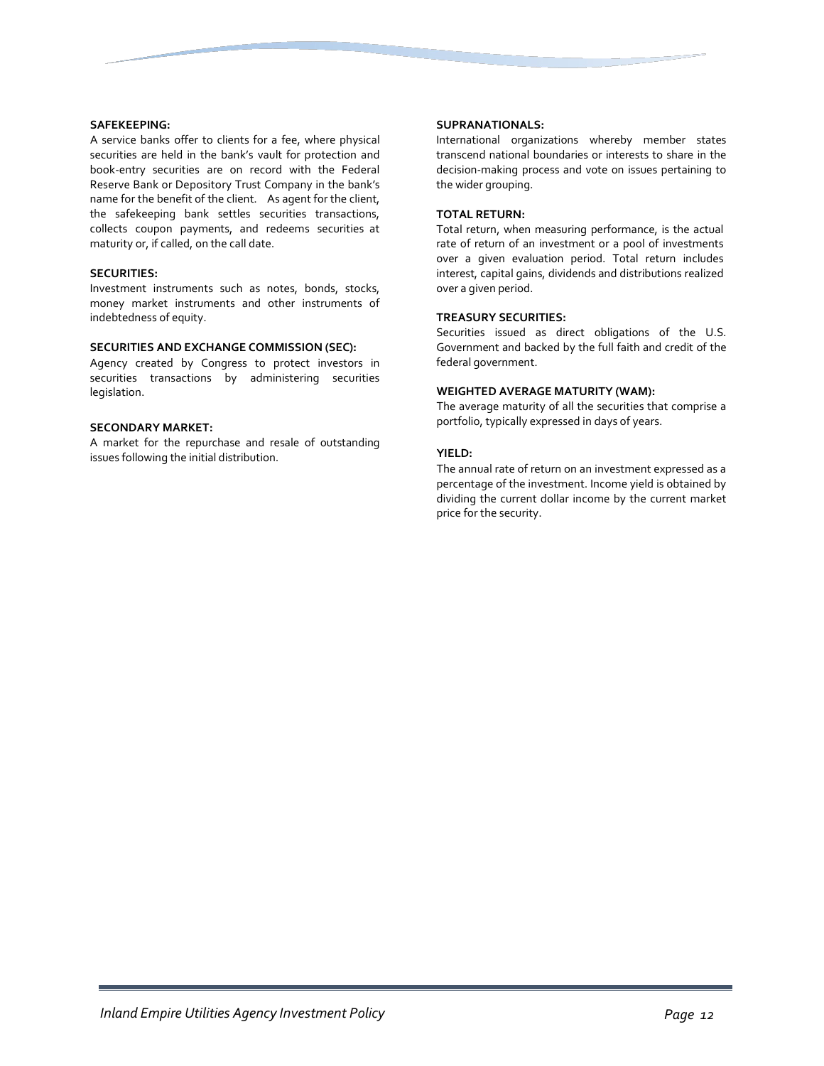**SAFEKEEPING:**
A service banks offer to clients for a fee, where physical securities are held in the bank's vault for protection and book-entry securities are on record with the Federal Reserve Bank or Depository Trust Company in the bank's name for the benefit of the client. As agent for the client, the safekeeping bank settles securities transactions, collects coupon payments, and redeems securities at maturity or, if called, on the call date.

**SECURITIES:**
Investment instruments such as notes, bonds, stocks, money market instruments and other instruments of indebtedness of equity.

**SECURITIES AND EXCHANGE COMMISSION (SEC):**
Agency created by Congress to protect investors in securities transactions by administering securities legislation.

**SECONDARY MARKET:**
A market for the repurchase and resale of outstanding issues following the initial distribution.

**SUPRANATIONALS:**
International organizations whereby member states transcend national boundaries or interests to share in the decision-making process and vote on issues pertaining to the wider grouping.

**TOTAL RETURN:**
Total return, when measuring performance, is the actual rate of return of an investment or a pool of investments over a given evaluation period. Total return includes interest, capital gains, dividends and distributions realized over a given period.

**TREASURY SECURITIES:**
Securities issued as direct obligations of the U.S. Government and backed by the full faith and credit of the federal government.

**WEIGHTED AVERAGE MATURITY (WAM):**
The average maturity of all the securities that comprise a portfolio, typically expressed in days of years.

**YIELD:**
The annual rate of return on an investment expressed as a percentage of the investment. Income yield is obtained by dividing the current dollar income by the current market price for the security.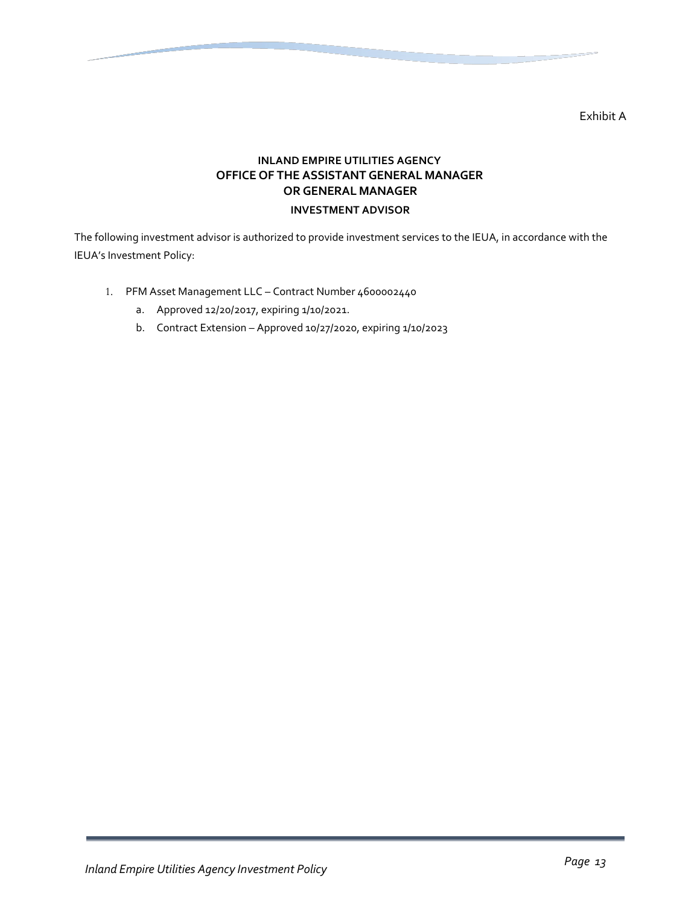Exhibit A

**INLAND EMPIRE UTILITIES AGENCY**
**OFFICE OF THE ASSISTANT GENERAL MANAGER**
**OR GENERAL MANAGER**
**INVESTMENT ADVISOR**

The following investment advisor is authorized to provide investment services to the IEUA, in accordance with the IEUA's Investment Policy:

1. PFM Asset Management LLC – Contract Number 4600002440
   a. Approved 12/20/2017, expiring 1/10/2021.
   b. Contract Extension – Approved 10/27/2020, expiring 1/10/2023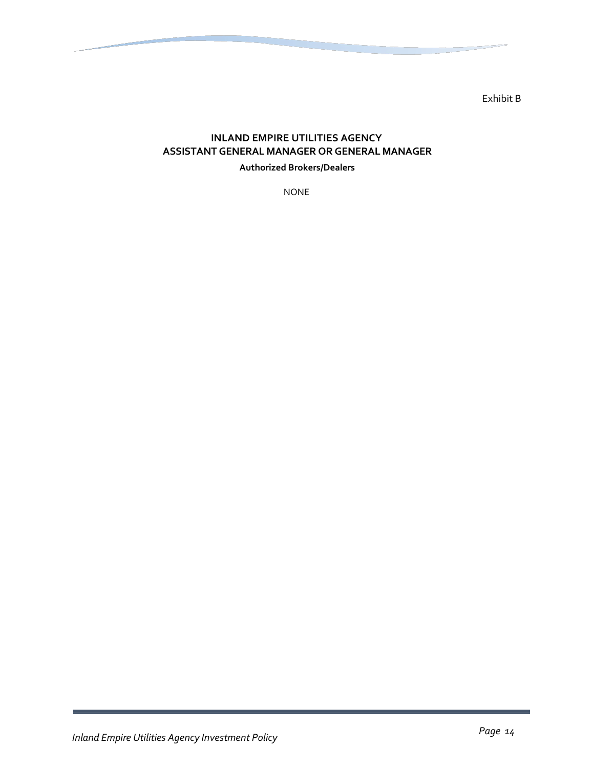Exhibit B

## INLAND EMPIRE UTILITIES AGENCY
## ASSISTANT GENERAL MANAGER OR GENERAL MANAGER

**Authorized Brokers/Dealers**

NONE